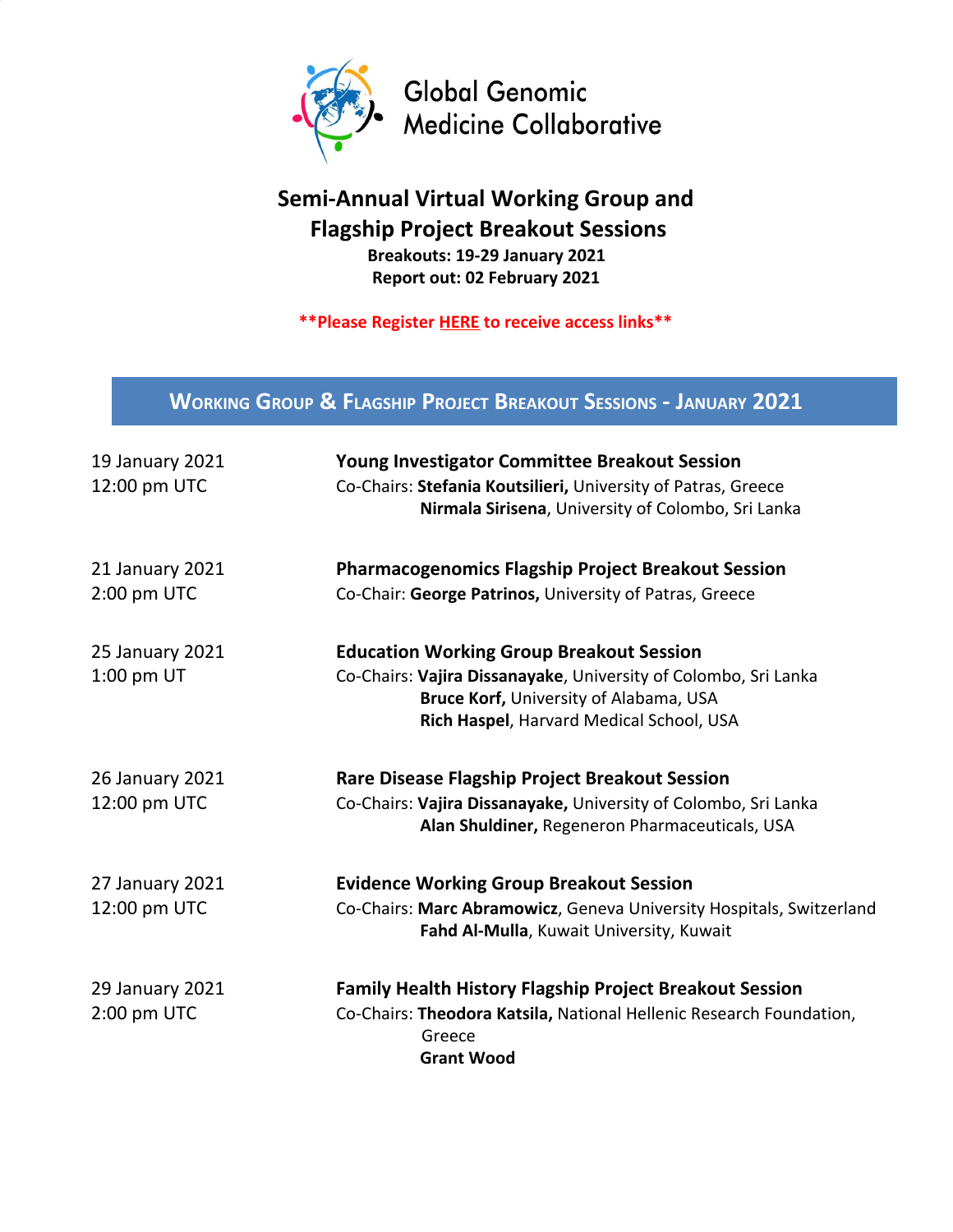Global Genomic Medicine Collaborative

# Semi-Annual Virtual Working Group and Flagship Project Breakout Sessions

**Breakouts: 19-29 January 2021**

**Report out: 02 February 2021**

****Please Register HERE to receive access links****

## Working Group & Flagship Project Breakout Sessions - January 2021

19 January 2021
12:00 pm UTC

**Young Investigator Committee Breakout Session**
Co-Chairs: **Stefania Koutsilieri,** University of Patras, Greece
**Nirmala Sirisena**, University of Colombo, Sri Lanka

21 January 2021
2:00 pm UTC

**Pharmacogenomics Flagship Project Breakout Session**
Co-Chair: **George Patrinos,** University of Patras, Greece

25 January 2021
1:00 pm UT

**Education Working Group Breakout Session**
Co-Chairs: **Vajira Dissanayake**, University of Colombo, Sri Lanka
**Bruce Korf,** University of Alabama, USA
**Rich Haspel**, Harvard Medical School, USA

26 January 2021
12:00 pm UTC

**Rare Disease Flagship Project Breakout Session**
Co-Chairs: **Vajira Dissanayake,** University of Colombo, Sri Lanka
**Alan Shuldiner,** Regeneron Pharmaceuticals, USA

27 January 2021
12:00 pm UTC

**Evidence Working Group Breakout Session**
Co-Chairs: **Marc Abramowicz**, Geneva University Hospitals, Switzerland
**Fahd Al-Mulla**, Kuwait University, Kuwait

29 January 2021
2:00 pm UTC

**Family Health History Flagship Project Breakout Session**
Co-Chairs: **Theodora Katsila,** National Hellenic Research Foundation, Greece
**Grant Wood**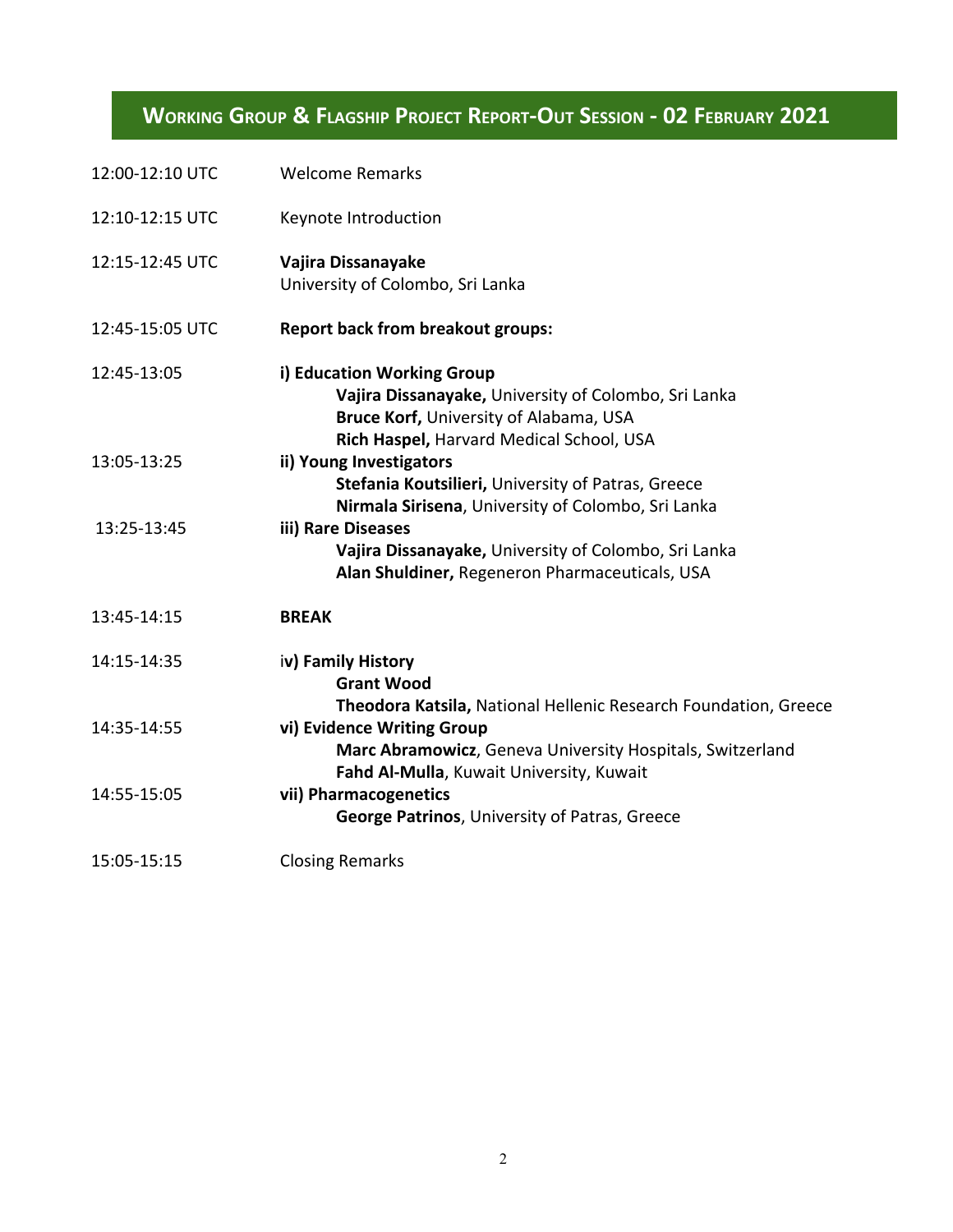## WORKING GROUP & FLAGSHIP PROJECT REPORT-OUT SESSION - 02 FEBRUARY 2021

| | |
|---|---|
| 12:00-12:10 UTC | Welcome Remarks |
| 12:10-12:15 UTC | Keynote Introduction |
| 12:15-12:45 UTC | **Vajira Dissanayake**<br>University of Colombo, Sri Lanka |
| 12:45-15:05 UTC | **Report back from breakout groups:** |
| 12:45-13:05 | **i) Education Working Group**<br>**Vajira Dissanayake,** University of Colombo, Sri Lanka<br>**Bruce Korf,** University of Alabama, USA<br>**Rich Haspel,** Harvard Medical School, USA |
| 13:05-13:25 | **ii) Young Investigators**<br>**Stefania Koutsilieri,** University of Patras, Greece<br>**Nirmala Sirisena**, University of Colombo, Sri Lanka |
| 13:25-13:45 | **iii) Rare Diseases**<br>**Vajira Dissanayake,** University of Colombo, Sri Lanka<br>**Alan Shuldiner,** Regeneron Pharmaceuticals, USA |
| 13:45-14:15 | **BREAK** |
| 14:15-14:35 | i**v) Family History**<br>**Grant Wood**<br>**Theodora Katsila,** National Hellenic Research Foundation, Greece |
| 14:35-14:55 | **vi) Evidence Writing Group**<br>**Marc Abramowicz**, Geneva University Hospitals, Switzerland<br>**Fahd Al-Mulla**, Kuwait University, Kuwait |
| 14:55-15:05 | **vii) Pharmacogenetics**<br>**George Patrinos**, University of Patras, Greece |
| 15:05-15:15 | Closing Remarks |